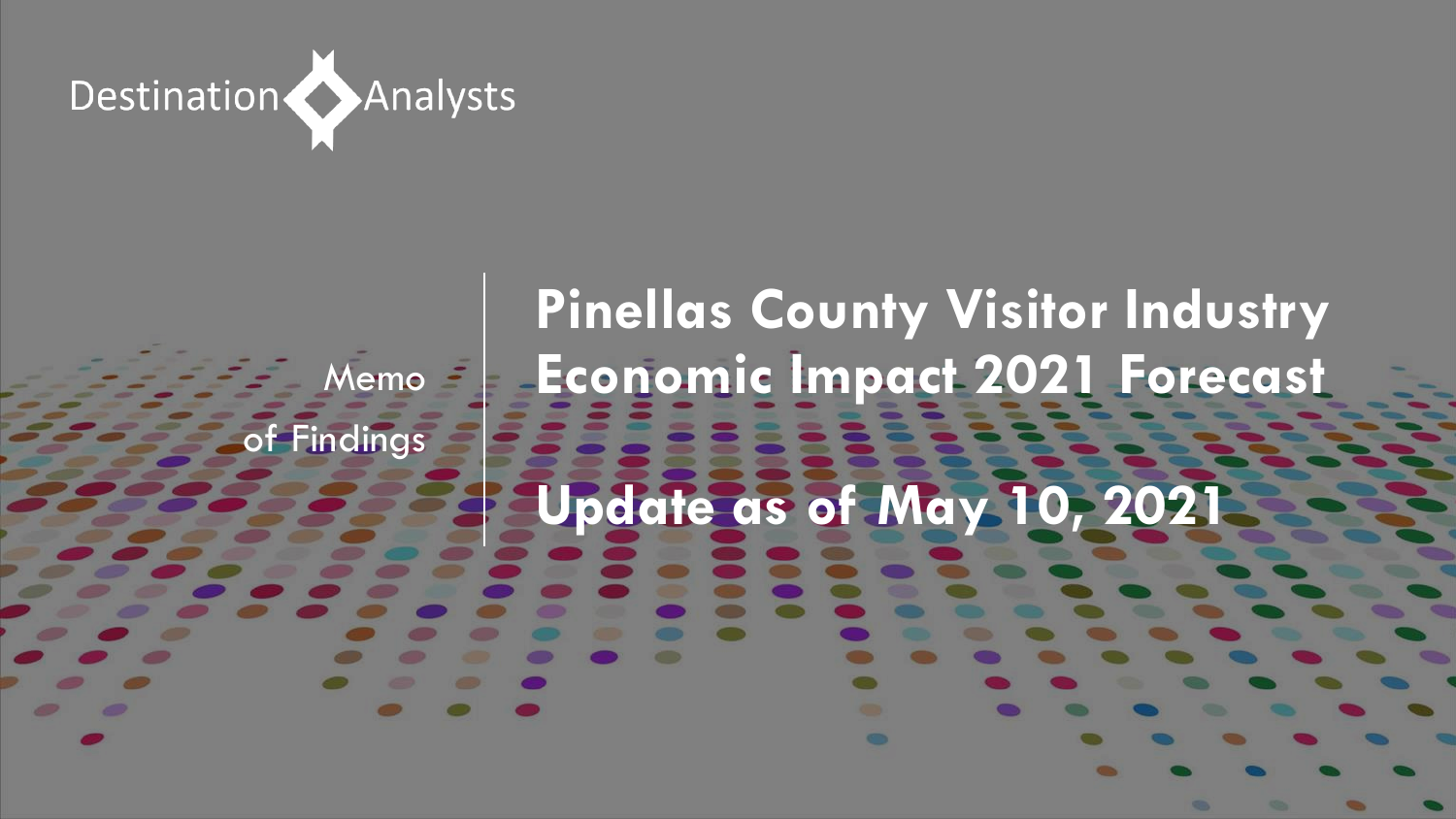Destination Analysts

Memo of Findings

# Pinellas County Visitor Industry Economic Impact 2021 Forecast

## Update as of May 10, 2021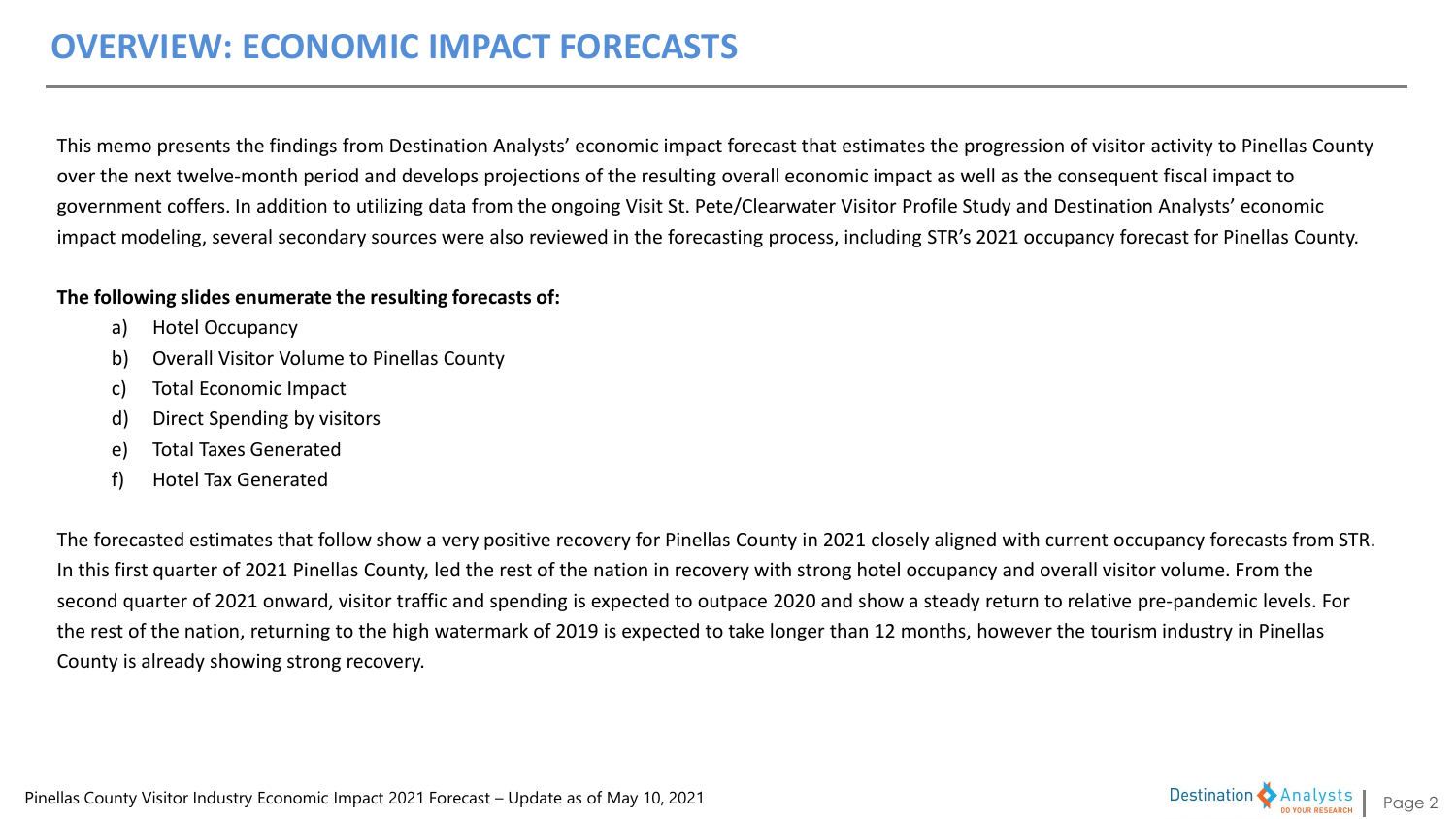# OVERVIEW: ECONOMIC IMPACT FORECASTS

This memo presents the findings from Destination Analysts' economic impact forecast that estimates the progression of visitor activity to Pinellas County over the next twelve-month period and develops projections of the resulting overall economic impact as well as the consequent fiscal impact to government coffers. In addition to utilizing data from the ongoing Visit St. Pete/Clearwater Visitor Profile Study and Destination Analysts' economic impact modeling, several secondary sources were also reviewed in the forecasting process, including STR's 2021 occupancy forecast for Pinellas County.

**The following slides enumerate the resulting forecasts of:**

a) Hotel Occupancy
b) Overall Visitor Volume to Pinellas County
c) Total Economic Impact
d) Direct Spending by visitors
e) Total Taxes Generated
f) Hotel Tax Generated

The forecasted estimates that follow show a very positive recovery for Pinellas County in 2021 closely aligned with current occupancy forecasts from STR. In this first quarter of 2021 Pinellas County, led the rest of the nation in recovery with strong hotel occupancy and overall visitor volume. From the second quarter of 2021 onward, visitor traffic and spending is expected to outpace 2020 and show a steady return to relative pre-pandemic levels. For the rest of the nation, returning to the high watermark of 2019 is expected to take longer than 12 months, however the tourism industry in Pinellas County is already showing strong recovery.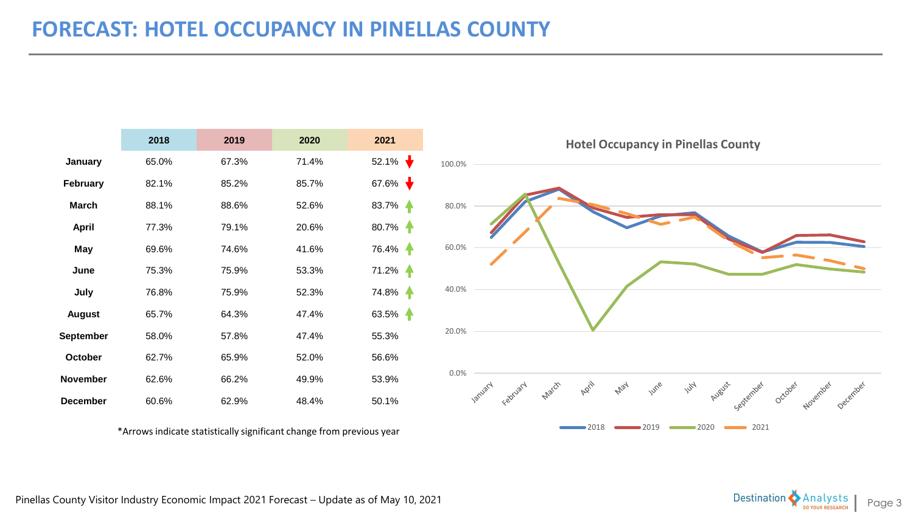# FORECAST: HOTEL OCCUPANCY IN PINELLAS COUNTY

| | 2018 | 2019 | 2020 | 2021 |
|---|---|---|---|---|
| **January** | 65.0% | 67.3% | 71.4% | 52.1% ↓ |
| **February** | 82.1% | 85.2% | 85.7% | 67.6% ↓ |
| **March** | 88.1% | 88.6% | 52.6% | 83.7% ↑ |
| **April** | 77.3% | 79.1% | 20.6% | 80.7% ↑ |
| **May** | 69.6% | 74.6% | 41.6% | 76.4% ↑ |
| **June** | 75.3% | 75.9% | 53.3% | 71.2% ↑ |
| **July** | 76.8% | 75.9% | 52.3% | 74.8% ↑ |
| **August** | 65.7% | 64.3% | 47.4% | 63.5% ↑ |
| **September** | 58.0% | 57.8% | 47.4% | 55.3% |
| **October** | 62.7% | 65.9% | 52.0% | 56.6% |
| **November** | 62.6% | 66.2% | 49.9% | 53.9% |
| **December** | 60.6% | 62.9% | 48.4% | 50.1% |

*Arrows indicate statistically significant change from previous year

**Hotel Occupancy in Pinellas County**

Pinellas County Visitor Industry Economic Impact 2021 Forecast – Update as of May 10, 2021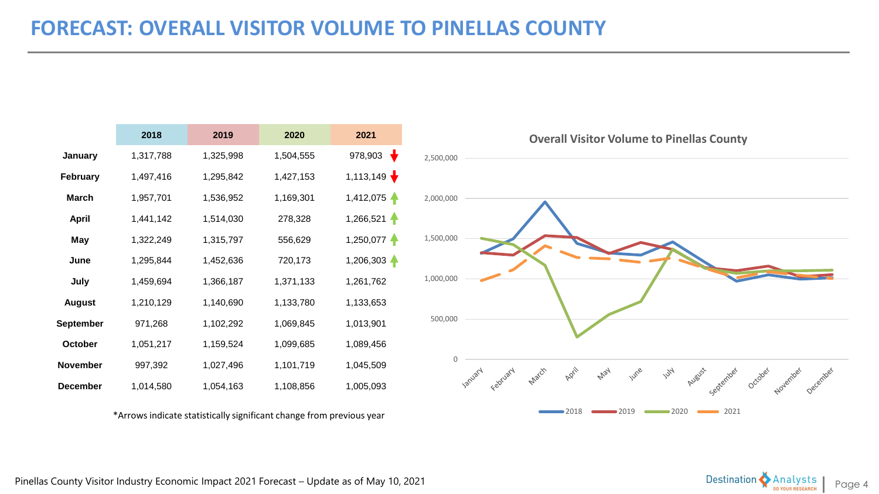# FORECAST: OVERALL VISITOR VOLUME TO PINELLAS COUNTY

| | 2018 | 2019 | 2020 | 2021 |
|---|---|---|---|---|
| **January** | 1,317,788 | 1,325,998 | 1,504,555 | 978,903 ↓ |
| **February** | 1,497,416 | 1,295,842 | 1,427,153 | 1,113,149 ↓ |
| **March** | 1,957,701 | 1,536,952 | 1,169,301 | 1,412,075 ↑ |
| **April** | 1,441,142 | 1,514,030 | 278,328 | 1,266,521 ↑ |
| **May** | 1,322,249 | 1,315,797 | 556,629 | 1,250,077 ↑ |
| **June** | 1,295,844 | 1,452,636 | 720,173 | 1,206,303 ↑ |
| **July** | 1,459,694 | 1,366,187 | 1,371,133 | 1,261,762 |
| **August** | 1,210,129 | 1,140,690 | 1,133,780 | 1,133,653 |
| **September** | 971,268 | 1,102,292 | 1,069,845 | 1,013,901 |
| **October** | 1,051,217 | 1,159,524 | 1,099,685 | 1,089,456 |
| **November** | 997,392 | 1,027,496 | 1,101,719 | 1,045,509 |
| **December** | 1,014,580 | 1,054,163 | 1,108,856 | 1,005,093 |

*Arrows indicate statistically significant change from previous year

**Overall Visitor Volume to Pinellas County**

Pinellas County Visitor Industry Economic Impact 2021 Forecast – Update as of May 10, 2021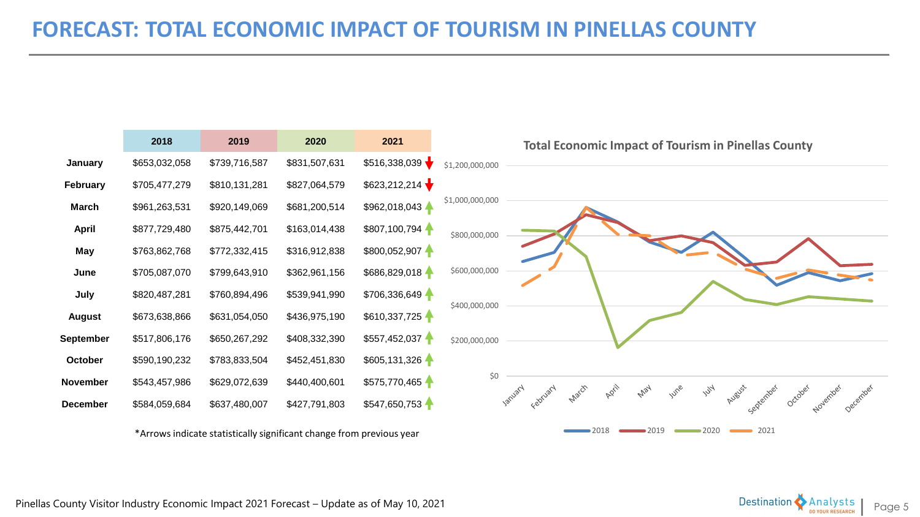# FORECAST: TOTAL ECONOMIC IMPACT OF TOURISM IN PINELLAS COUNTY

| | 2018 | 2019 | 2020 | 2021 |
|---|---|---|---|---|
| **January** | $653,032,058 | $739,716,587 | $831,507,631 | $516,338,039 ↓ |
| **February** | $705,477,279 | $810,131,281 | $827,064,579 | $623,212,214 ↓ |
| **March** | $961,263,531 | $920,149,069 | $681,200,514 | $962,018,043 ↑ |
| **April** | $877,729,480 | $875,442,701 | $163,014,438 | $807,100,794 ↑ |
| **May** | $763,862,768 | $772,332,415 | $316,912,838 | $800,052,907 ↑ |
| **June** | $705,087,070 | $799,643,910 | $362,961,156 | $686,829,018 ↑ |
| **July** | $820,487,281 | $760,894,496 | $539,941,990 | $706,336,649 ↑ |
| **August** | $673,638,866 | $631,054,050 | $436,975,190 | $610,337,725 ↑ |
| **September** | $517,806,176 | $650,267,292 | $408,332,390 | $557,452,037 ↑ |
| **October** | $590,190,232 | $783,833,504 | $452,451,830 | $605,131,326 ↑ |
| **November** | $543,457,986 | $629,072,639 | $440,400,601 | $575,770,465 ↑ |
| **December** | $584,059,684 | $637,480,007 | $427,791,803 | $547,650,753 ↑ |

*Arrows indicate statistically significant change from previous year

**Total Economic Impact of Tourism in Pinellas County**

Pinellas County Visitor Industry Economic Impact 2021 Forecast – Update as of May 10, 2021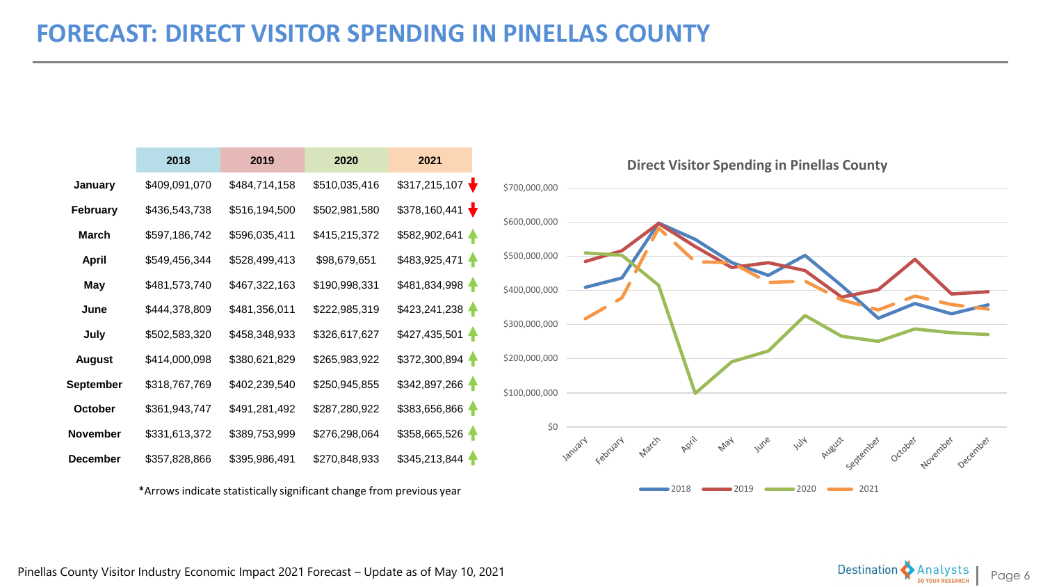# FORECAST: DIRECT VISITOR SPENDING IN PINELLAS COUNTY

| | 2018 | 2019 | 2020 | 2021 |
|---|---|---|---|---|
| **January** | $409,091,070 | $484,714,158 | $510,035,416 | $317,215,107 ↓ |
| **February** | $436,543,738 | $516,194,500 | $502,981,580 | $378,160,441 ↓ |
| **March** | $597,186,742 | $596,035,411 | $415,215,372 | $582,902,641 ↑ |
| **April** | $549,456,344 | $528,499,413 | $98,679,651 | $483,925,471 ↑ |
| **May** | $481,573,740 | $467,322,163 | $190,998,331 | $481,834,998 ↑ |
| **June** | $444,378,809 | $481,356,011 | $222,985,319 | $423,241,238 ↑ |
| **July** | $502,583,320 | $458,348,933 | $326,617,627 | $427,435,501 ↑ |
| **August** | $414,000,098 | $380,621,829 | $265,983,922 | $372,300,894 ↑ |
| **September** | $318,767,769 | $402,239,540 | $250,945,855 | $342,897,266 ↑ |
| **October** | $361,943,747 | $491,281,492 | $287,280,922 | $383,656,866 ↑ |
| **November** | $331,613,372 | $389,753,999 | $276,298,064 | $358,665,526 ↑ |
| **December** | $357,828,866 | $395,986,491 | $270,848,933 | $345,213,844 ↑ |

*Arrows indicate statistically significant change from previous year

**Direct Visitor Spending in Pinellas County**

Pinellas County Visitor Industry Economic Impact 2021 Forecast – Update as of May 10, 2021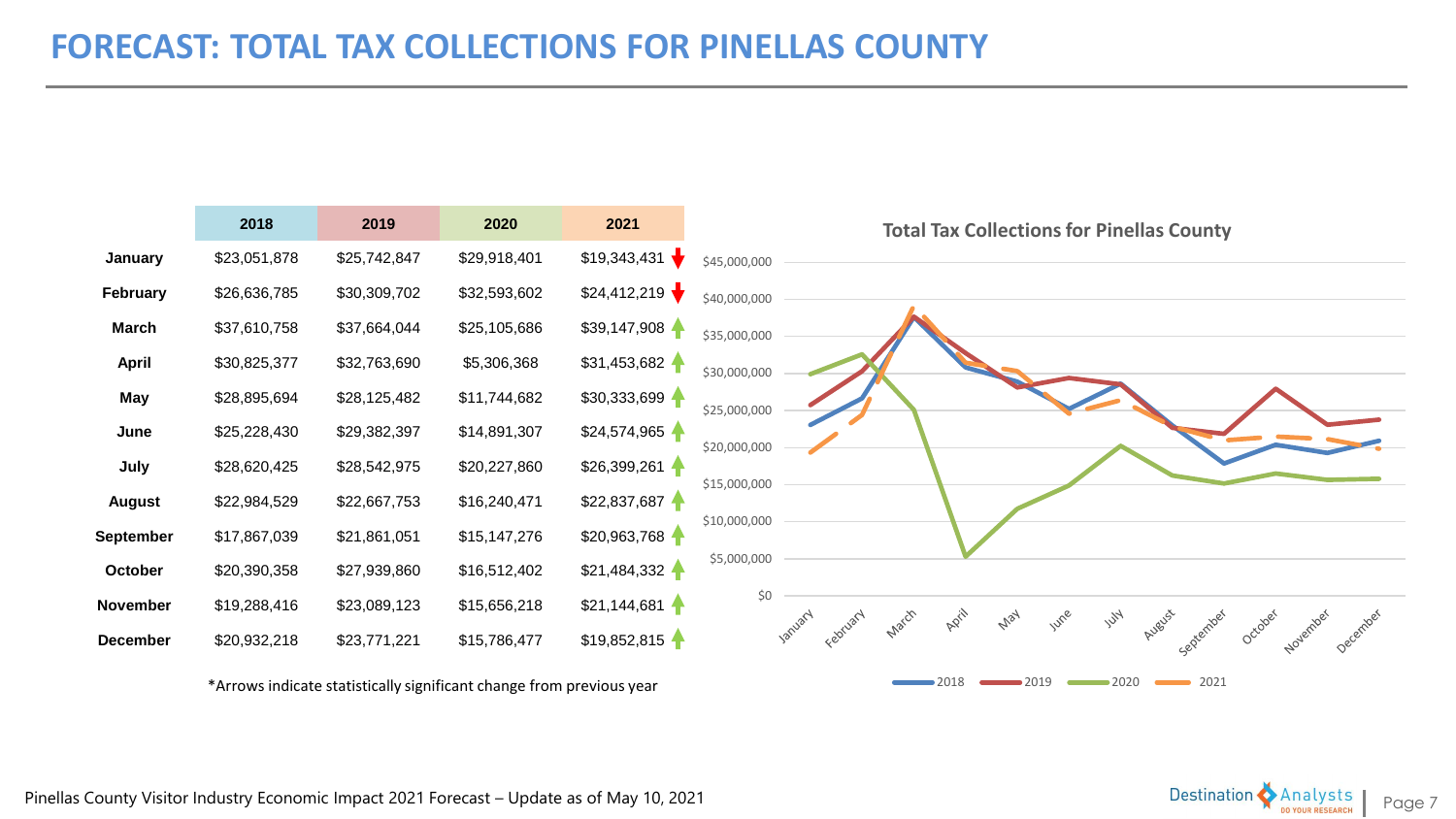# FORECAST: TOTAL TAX COLLECTIONS FOR PINELLAS COUNTY

| | 2018 | 2019 | 2020 | 2021 |
|---|---|---|---|---|
| **January** | $23,051,878 | $25,742,847 | $29,918,401 | $19,343,431 ↓ |
| **February** | $26,636,785 | $30,309,702 | $32,593,602 | $24,412,219 ↓ |
| **March** | $37,610,758 | $37,664,044 | $25,105,686 | $39,147,908 ↑ |
| **April** | $30,825,377 | $32,763,690 | $5,306,368 | $31,453,682 ↑ |
| **May** | $28,895,694 | $28,125,482 | $11,744,682 | $30,333,699 ↑ |
| **June** | $25,228,430 | $29,382,397 | $14,891,307 | $24,574,965 ↑ |
| **July** | $28,620,425 | $28,542,975 | $20,227,860 | $26,399,261 ↑ |
| **August** | $22,984,529 | $22,667,753 | $16,240,471 | $22,837,687 ↑ |
| **September** | $17,867,039 | $21,861,051 | $15,147,276 | $20,963,768 ↑ |
| **October** | $20,390,358 | $27,939,860 | $16,512,402 | $21,484,332 ↑ |
| **November** | $19,288,416 | $23,089,123 | $15,656,218 | $21,144,681 ↑ |
| **December** | $20,932,218 | $23,771,221 | $15,786,477 | $19,852,815 ↑ |

*Arrows indicate statistically significant change from previous year

**Total Tax Collections for Pinellas County**

Pinellas County Visitor Industry Economic Impact 2021 Forecast – Update as of May 10, 2021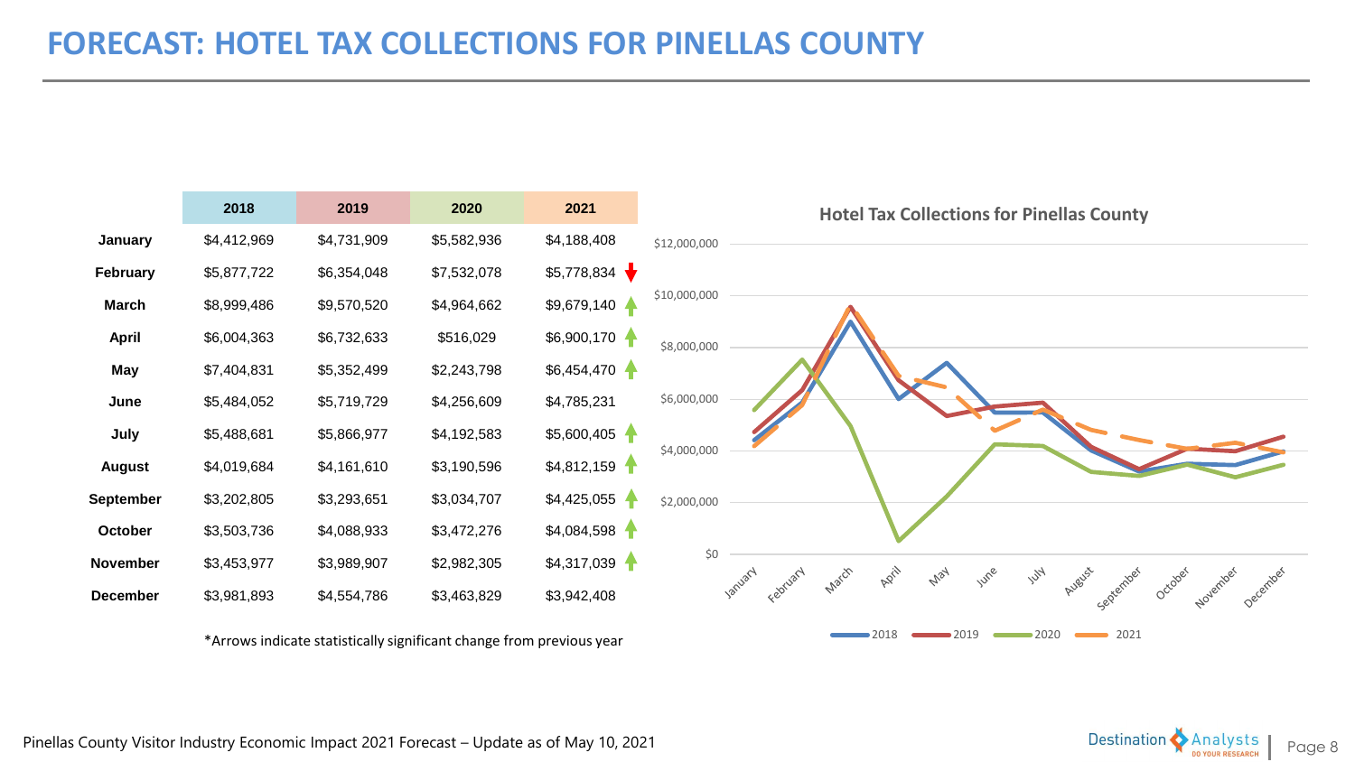# FORECAST: HOTEL TAX COLLECTIONS FOR PINELLAS COUNTY

| | 2018 | 2019 | 2020 | 2021 |
|---|---|---|---|---|
| **January** | $4,412,969 | $4,731,909 | $5,582,936 | $4,188,408 |
| **February** | $5,877,722 | $6,354,048 | $7,532,078 | $5,778,834 ↓ |
| **March** | $8,999,486 | $9,570,520 | $4,964,662 | $9,679,140 ↑ |
| **April** | $6,004,363 | $6,732,633 | $516,029 | $6,900,170 ↑ |
| **May** | $7,404,831 | $5,352,499 | $2,243,798 | $6,454,470 ↑ |
| **June** | $5,484,052 | $5,719,729 | $4,256,609 | $4,785,231 |
| **July** | $5,488,681 | $5,866,977 | $4,192,583 | $5,600,405 ↑ |
| **August** | $4,019,684 | $4,161,610 | $3,190,596 | $4,812,159 ↑ |
| **September** | $3,202,805 | $3,293,651 | $3,034,707 | $4,425,055 ↑ |
| **October** | $3,503,736 | $4,088,933 | $3,472,276 | $4,084,598 ↑ |
| **November** | $3,453,977 | $3,989,907 | $2,982,305 | $4,317,039 ↑ |
| **December** | $3,981,893 | $4,554,786 | $3,463,829 | $3,942,408 |

*Arrows indicate statistically significant change from previous year

Hotel Tax Collections for Pinellas County

$12,000,000
$10,000,000
$8,000,000
$6,000,000
$4,000,000
$2,000,000
$0

January February March April May June July August September October November December

2018 2019 2020 2021

Pinellas County Visitor Industry Economic Impact 2021 Forecast – Update as of May 10, 2021